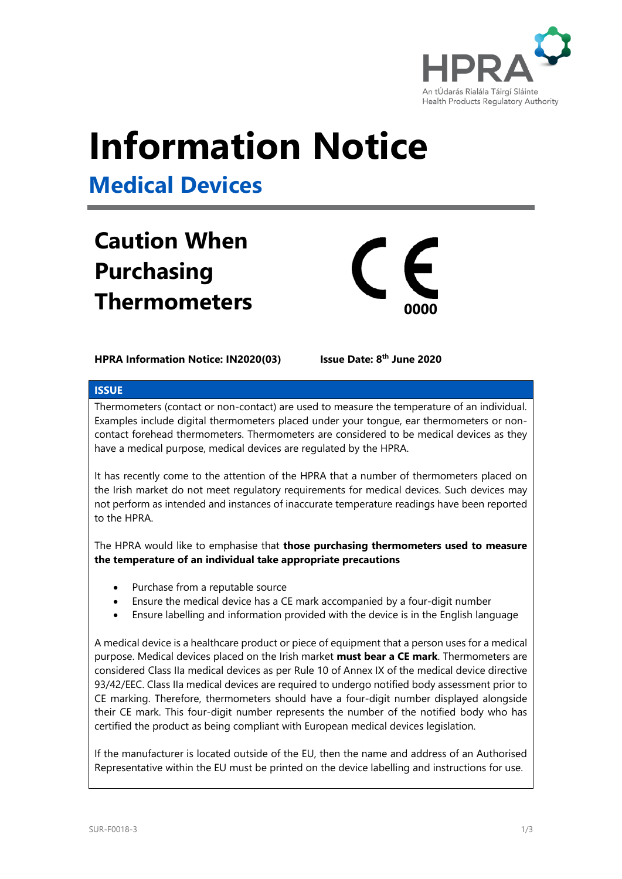HPRA

An tÚdarás Rialála Táirgí Sláinte
Health Products Regulatory Authority

# Information Notice

## Medical Devices

## Caution When Purchasing Thermometers

CE 0000

**HPRA Information Notice: IN2020(03)** **Issue Date: 8th June 2020**

### ISSUE

Thermometers (contact or non-contact) are used to measure the temperature of an individual. Examples include digital thermometers placed under your tongue, ear thermometers or non-contact forehead thermometers. Thermometers are considered to be medical devices as they have a medical purpose, medical devices are regulated by the HPRA.

It has recently come to the attention of the HPRA that a number of thermometers placed on the Irish market do not meet regulatory requirements for medical devices. Such devices may not perform as intended and instances of inaccurate temperature readings have been reported to the HPRA.

The HPRA would like to emphasise that **those purchasing thermometers used to measure the temperature of an individual take appropriate precautions**

- Purchase from a reputable source
- Ensure the medical device has a CE mark accompanied by a four-digit number
- Ensure labelling and information provided with the device is in the English language

A medical device is a healthcare product or piece of equipment that a person uses for a medical purpose. Medical devices placed on the Irish market **must bear a CE mark**. Thermometers are considered Class IIa medical devices as per Rule 10 of Annex IX of the medical device directive 93/42/EEC. Class IIa medical devices are required to undergo notified body assessment prior to CE marking. Therefore, thermometers should have a four-digit number displayed alongside their CE mark. This four-digit number represents the number of the notified body who has certified the product as being compliant with European medical devices legislation.

If the manufacturer is located outside of the EU, then the name and address of an Authorised Representative within the EU must be printed on the device labelling and instructions for use.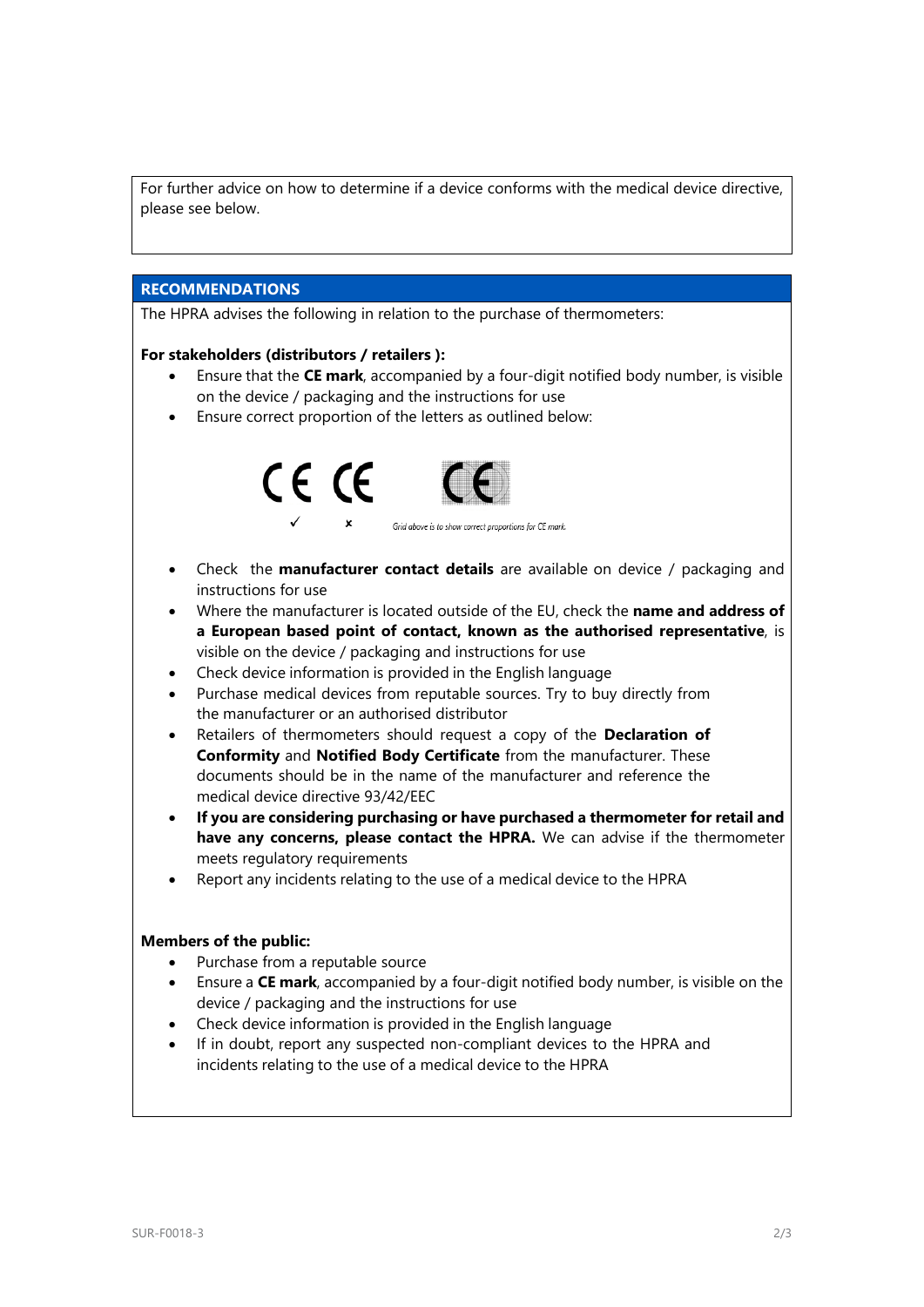For further advice on how to determine if a device conforms with the medical device directive, please see below.

## RECOMMENDATIONS

The HPRA advises the following in relation to the purchase of thermometers:

**For stakeholders (distributors / retailers ):**

- Ensure that the **CE mark**, accompanied by a four-digit notified body number, is visible on the device / packaging and the instructions for use
- Ensure correct proportion of the letters as outlined below:

CE ✓ CE ✗

*Grid above is to show correct proportions for CE mark.*

- Check the **manufacturer contact details** are available on device / packaging and instructions for use
- Where the manufacturer is located outside of the EU, check the **name and address of a European based point of contact, known as the authorised representative**, is visible on the device / packaging and instructions for use
- Check device information is provided in the English language
- Purchase medical devices from reputable sources. Try to buy directly from the manufacturer or an authorised distributor
- Retailers of thermometers should request a copy of the **Declaration of Conformity** and **Notified Body Certificate** from the manufacturer. These documents should be in the name of the manufacturer and reference the medical device directive 93/42/EEC
- **If you are considering purchasing or have purchased a thermometer for retail and have any concerns, please contact the HPRA.** We can advise if the thermometer meets regulatory requirements
- Report any incidents relating to the use of a medical device to the HPRA

**Members of the public:**

- Purchase from a reputable source
- Ensure a **CE mark**, accompanied by a four-digit notified body number, is visible on the device / packaging and the instructions for use
- Check device information is provided in the English language
- If in doubt, report any suspected non-compliant devices to the HPRA and incidents relating to the use of a medical device to the HPRA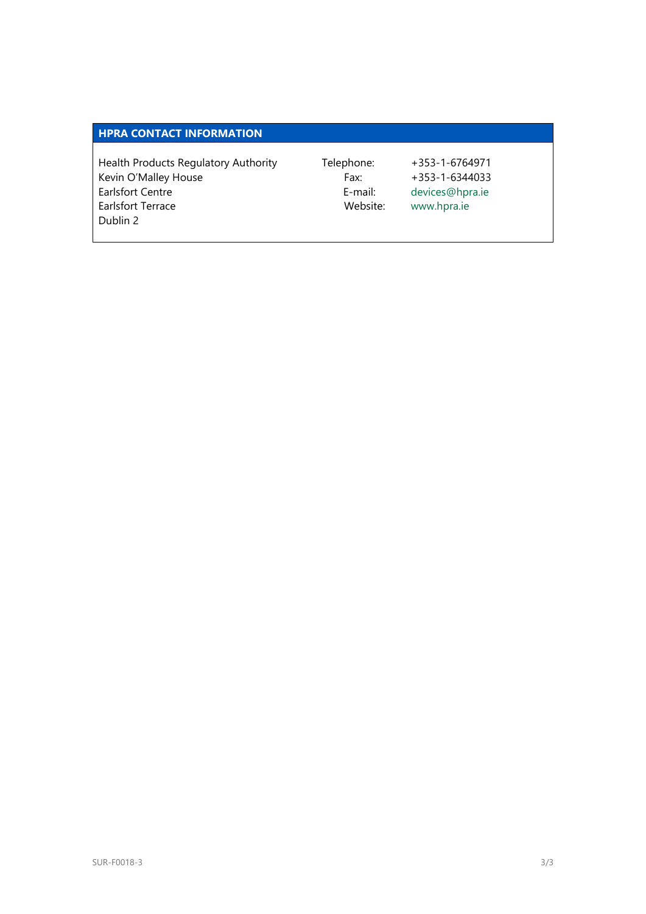## HPRA CONTACT INFORMATION

| | | |
|---|---|---|
| Health Products Regulatory Authority | Telephone: | +353-1-6764971 |
| Kevin O'Malley House | Fax: | +353-1-6344033 |
| Earlsfort Centre | E-mail: | devices@hpra.ie |
| Earlsfort Terrace | Website: | www.hpra.ie |
| Dublin 2 | | |

SUR-F0018-3